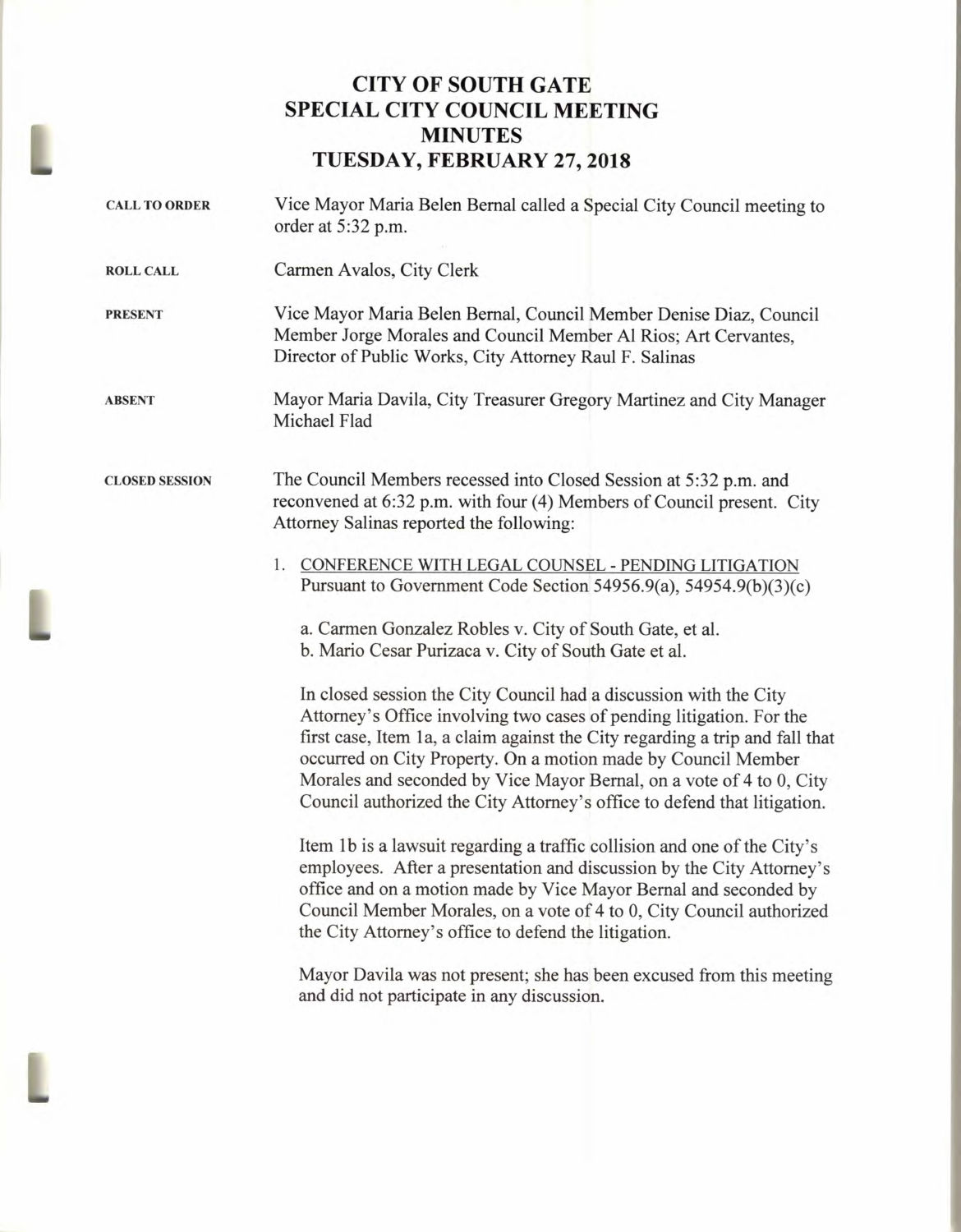# CITY OF SOUTH GATE
# SPECIAL CITY COUNCIL MEETING
# MINUTES
# TUESDAY, FEBRUARY 27, 2018

**CALL TO ORDER** Vice Mayor Maria Belen Bernal called a Special City Council meeting to order at 5:32 p.m.

**ROLL CALL** Carmen Avalos, City Clerk

**PRESENT** Vice Mayor Maria Belen Bernal, Council Member Denise Diaz, Council Member Jorge Morales and Council Member Al Rios; Art Cervantes, Director of Public Works, City Attorney Raul F. Salinas

**ABSENT** Mayor Maria Davila, City Treasurer Gregory Martinez and City Manager Michael Flad

**CLOSED SESSION** The Council Members recessed into Closed Session at 5:32 p.m. and reconvened at 6:32 p.m. with four (4) Members of Council present. City Attorney Salinas reported the following:

1. CONFERENCE WITH LEGAL COUNSEL - PENDING LITIGATION
   Pursuant to Government Code Section 54956.9(a), 54954.9(b)(3)(c)

   a. Carmen Gonzalez Robles v. City of South Gate, et al.
   b. Mario Cesar Purizaca v. City of South Gate et al.

   In closed session the City Council had a discussion with the City Attorney's Office involving two cases of pending litigation. For the first case, Item 1a, a claim against the City regarding a trip and fall that occurred on City Property. On a motion made by Council Member Morales and seconded by Vice Mayor Bernal, on a vote of 4 to 0, City Council authorized the City Attorney's office to defend that litigation.

   Item 1b is a lawsuit regarding a traffic collision and one of the City's employees. After a presentation and discussion by the City Attorney's office and on a motion made by Vice Mayor Bernal and seconded by Council Member Morales, on a vote of 4 to 0, City Council authorized the City Attorney's office to defend the litigation.

   Mayor Davila was not present; she has been excused from this meeting and did not participate in any discussion.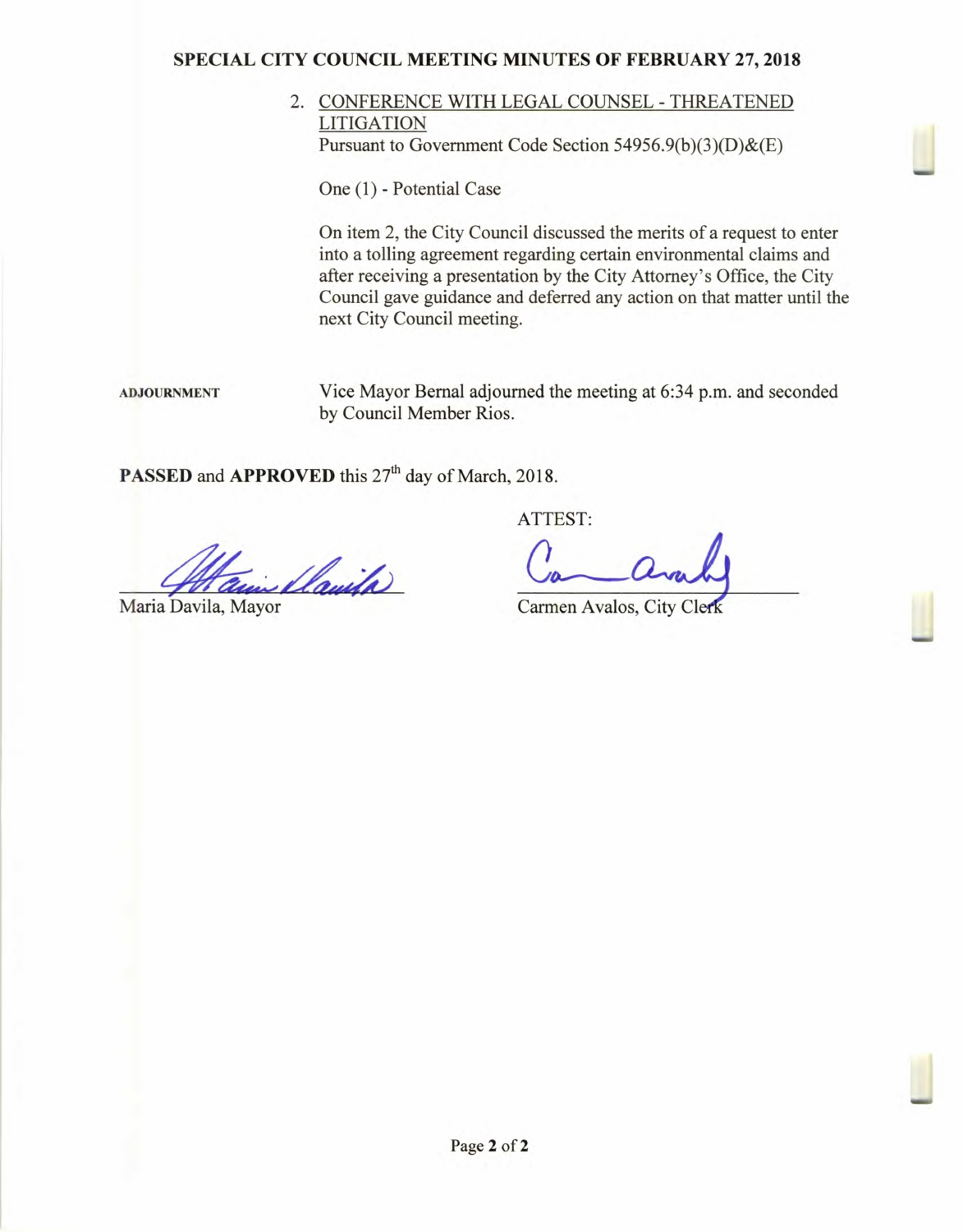**SPECIAL CITY COUNCIL MEETING MINUTES OF FEBRUARY 27, 2018**

2. CONFERENCE WITH LEGAL COUNSEL - THREATENED LITIGATION
   Pursuant to Government Code Section 54956.9(b)(3)(D)&(E)

   One (1) - Potential Case

   On item 2, the City Council discussed the merits of a request to enter into a tolling agreement regarding certain environmental claims and after receiving a presentation by the City Attorney's Office, the City Council gave guidance and deferred any action on that matter until the next City Council meeting.

**ADJOURNMENT** Vice Mayor Bernal adjourned the meeting at 6:34 p.m. and seconded by Council Member Rios.

**PASSED** and **APPROVED** this 27th day of March, 2018.

ATTEST:

Maria Davila, Mayor

Carmen Avalos, City Clerk